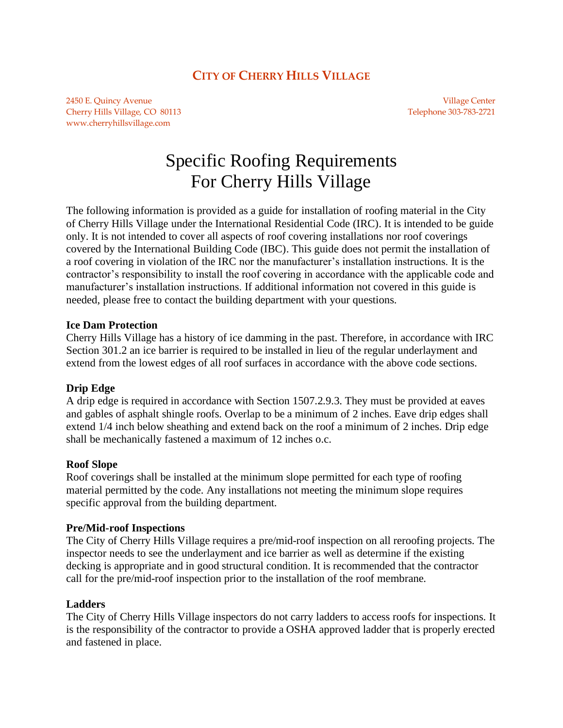**CITY OF CHERRY HILLS VILLAGE**

2450 E. Quincy Avenue
Cherry Hills Village, CO 80113
www.cherryhillsvillage.com

Village Center
Telephone 303-783-2721

# Specific Roofing Requirements For Cherry Hills Village

The following information is provided as a guide for installation of roofing material in the City of Cherry Hills Village under the International Residential Code (IRC). It is intended to be guide only. It is not intended to cover all aspects of roof covering installations nor roof coverings covered by the International Building Code (IBC). This guide does not permit the installation of a roof covering in violation of the IRC nor the manufacturer's installation instructions. It is the contractor's responsibility to install the roof covering in accordance with the applicable code and manufacturer's installation instructions. If additional information not covered in this guide is needed, please free to contact the building department with your questions.

**Ice Dam Protection**
Cherry Hills Village has a history of ice damming in the past. Therefore, in accordance with IRC Section 301.2 an ice barrier is required to be installed in lieu of the regular underlayment and extend from the lowest edges of all roof surfaces in accordance with the above code sections.

**Drip Edge**
A drip edge is required in accordance with Section 1507.2.9.3. They must be provided at eaves and gables of asphalt shingle roofs. Overlap to be a minimum of 2 inches. Eave drip edges shall extend 1/4 inch below sheathing and extend back on the roof a minimum of 2 inches. Drip edge shall be mechanically fastened a maximum of 12 inches o.c.

**Roof Slope**
Roof coverings shall be installed at the minimum slope permitted for each type of roofing material permitted by the code. Any installations not meeting the minimum slope requires specific approval from the building department.

**Pre/Mid-roof Inspections**
The City of Cherry Hills Village requires a pre/mid-roof inspection on all reroofing projects. The inspector needs to see the underlayment and ice barrier as well as determine if the existing decking is appropriate and in good structural condition. It is recommended that the contractor call for the pre/mid-roof inspection prior to the installation of the roof membrane.

**Ladders**
The City of Cherry Hills Village inspectors do not carry ladders to access roofs for inspections. It is the responsibility of the contractor to provide a OSHA approved ladder that is properly erected and fastened in place.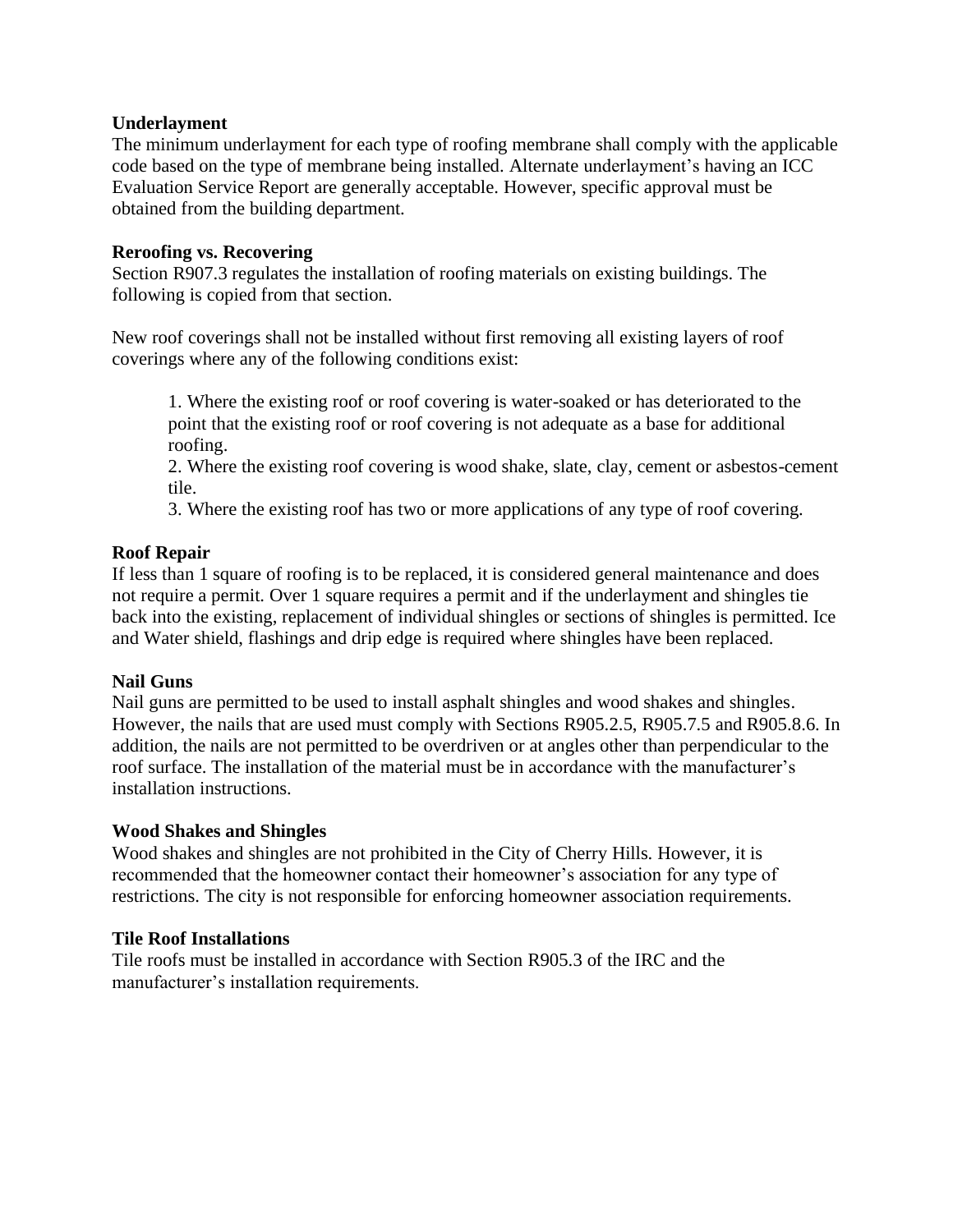**Underlayment**

The minimum underlayment for each type of roofing membrane shall comply with the applicable code based on the type of membrane being installed. Alternate underlayment's having an ICC Evaluation Service Report are generally acceptable. However, specific approval must be obtained from the building department.

**Reroofing vs. Recovering**

Section R907.3 regulates the installation of roofing materials on existing buildings. The following is copied from that section.

New roof coverings shall not be installed without first removing all existing layers of roof coverings where any of the following conditions exist:

> 1. Where the existing roof or roof covering is water-soaked or has deteriorated to the point that the existing roof or roof covering is not adequate as a base for additional roofing.
> 2. Where the existing roof covering is wood shake, slate, clay, cement or asbestos-cement tile.
> 3. Where the existing roof has two or more applications of any type of roof covering.

**Roof Repair**

If less than 1 square of roofing is to be replaced, it is considered general maintenance and does not require a permit. Over 1 square requires a permit and if the underlayment and shingles tie back into the existing, replacement of individual shingles or sections of shingles is permitted. Ice and Water shield, flashings and drip edge is required where shingles have been replaced.

**Nail Guns**

Nail guns are permitted to be used to install asphalt shingles and wood shakes and shingles. However, the nails that are used must comply with Sections R905.2.5, R905.7.5 and R905.8.6. In addition, the nails are not permitted to be overdriven or at angles other than perpendicular to the roof surface. The installation of the material must be in accordance with the manufacturer's installation instructions.

**Wood Shakes and Shingles**

Wood shakes and shingles are not prohibited in the City of Cherry Hills. However, it is recommended that the homeowner contact their homeowner's association for any type of restrictions. The city is not responsible for enforcing homeowner association requirements.

**Tile Roof Installations**

Tile roofs must be installed in accordance with Section R905.3 of the IRC and the manufacturer's installation requirements.